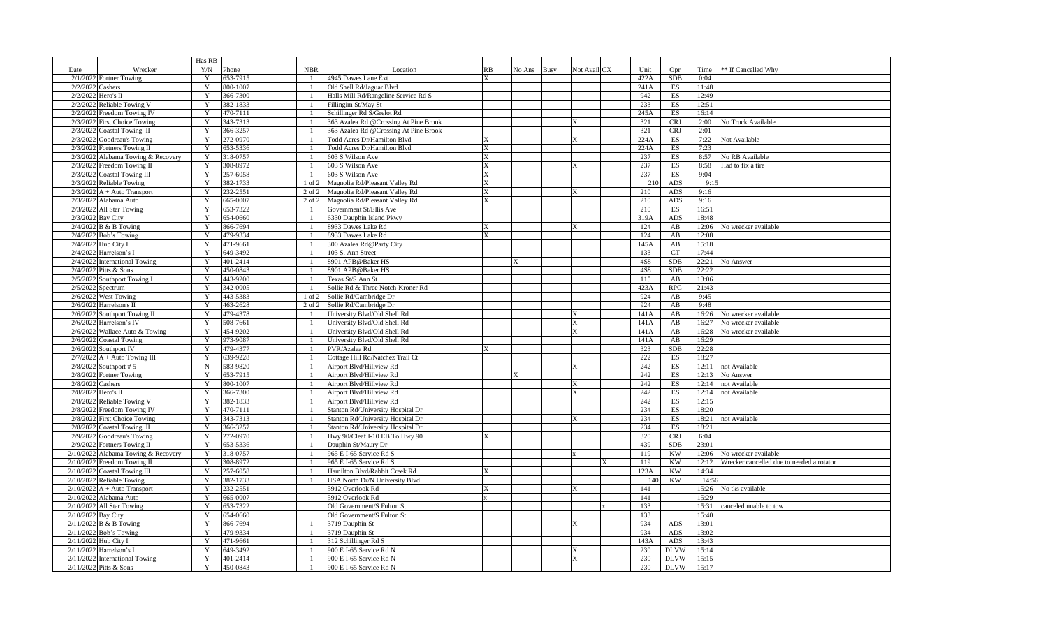| Date | Wrecker | Has RB Y/N | Phone | NBR | Location | RB | No Ans | Busy | Not Avail | CX | Unit | Opr | Time | ** If Cancelled Why |
|---|---|---|---|---|---|---|---|---|---|---|---|---|---|---|
| 2/1/2022 | Fortner Towing | Y | 653-7915 | 1 | 4945 Dawes Lane Ext | X | | | | | 422A | SDB | 0:04 | |
| 2/2/2022 | Cashers | Y | 800-1007 | 1 | Old Shell Rd/Jaguar Blvd | | | | | | 241A | ES | 11:48 | |
| 2/2/2022 | Hero's II | Y | 366-7300 | 1 | Halls Mill Rd/Rangeline Service Rd S | | | | | | 942 | ES | 12:49 | |
| 2/2/2022 | Reliable Towing V | Y | 382-1833 | 1 | Fillingim St/May St | | | | | | 233 | ES | 12:51 | |
| 2/2/2022 | Freedom Towing IV | Y | 470-7111 | 1 | Schillinger Rd S/Grelot Rd | | | | | | 245A | ES | 16:14 | |
| 2/3/2022 | First Choice Towing | Y | 343-7313 | 1 | 363 Azalea Rd @Crossing At Pine Brook | | | | X | | 321 | CRJ | 2:00 | No Truck Available |
| 2/3/2022 | Coastal Towing II | Y | 366-3257 | 1 | 363 Azalea Rd @Crossing At Pine Brook | | | | | | 321 | CRJ | 2:01 | |
| 2/3/2022 | Goodreau's Towing | Y | 272-0970 | 1 | Todd Acres Dr/Hamilton Blvd | X | | | X | | 224A | ES | 7:22 | Not Available |
| 2/3/2022 | Fortners Towing II | Y | 653-5336 | 1 | Todd Acres Dr/Hamilton Blvd | X | | | | | 224A | ES | 7:23 | |
| 2/3/2022 | Alabama Towing & Recovery | Y | 318-0757 | 1 | 603 S Wilson Ave | X | | | | | 237 | ES | 8:57 | No RB Available |
| 2/3/2022 | Freedom Towing II | Y | 308-8972 | 1 | 603 S Wilson Ave | X | | | X | | 237 | ES | 8:58 | Had to fix a tire |
| 2/3/2022 | Coastal Towing III | Y | 257-6058 | 1 | 603 S Wilson Ave | X | | | | | 237 | ES | 9:04 | |
| 2/3/2022 | Reliable Towing | Y | 382-1733 | 1 of 2 | Magnolia Rd/Pleasant Valley Rd | X | | | | | 210 | ADS | 9:15 | |
| 2/3/2022 | A + Auto Transport | Y | 232-2551 | 2 of 2 | Magnolia Rd/Pleasant Valley Rd | X | | | X | | 210 | ADS | 9:16 | |
| 2/3/2022 | Alabama Auto | Y | 665-0007 | 2 of 2 | Magnolia Rd/Pleasant Valley Rd | X | | | | | 210 | ADS | 9:16 | |
| 2/3/2022 | All Star Towing | Y | 653-7322 | 1 | Government St/Ellis Ave | | | | | | 210 | ES | 16:51 | |
| 2/3/2022 | Bay City | Y | 654-0660 | 1 | 6330 Dauphin Island Pkwy | | | | | | 319A | ADS | 18:48 | |
| 2/4/2022 | B & B Towing | Y | 866-7694 | 1 | 8933 Dawes Lake Rd | X | | | X | | 124 | AB | 12:06 | No wrecker available |
| 2/4/2022 | Bob's Towing | Y | 479-9334 | 1 | 8933 Dawes Lake Rd | X | | | | | 124 | AB | 12:08 | |
| 2/4/2022 | Hub City I | Y | 471-9661 | 1 | 300 Azalea Rd@Party City | | | | | | 145A | AB | 15:18 | |
| 2/4/2022 | Harrelson's I | Y | 649-3492 | 1 | 103 S. Ann Street | | | | | | 133 | CT | 17:44 | |
| 2/4/2022 | International Towing | Y | 401-2414 | 1 | 8901 APB@Baker HS | | X | | | | 4S8 | SDB | 22:21 | No Answer |
| 2/4/2022 | Pitts & Sons | Y | 450-0843 | 1 | 8901 APB@Baker HS | | | | | | 4S8 | SDB | 22:22 | |
| 2/5/2022 | Southport Towing I | Y | 443-9200 | 1 | Texas St/S Ann St | | | | | | 115 | AB | 13:06 | |
| 2/5/2022 | Spectrum | Y | 342-0005 | 1 | Sollie Rd & Three Notch-Kroner Rd | | | | | | 423A | RPG | 21:43 | |
| 2/6/2022 | West Towing | Y | 443-5383 | 1 of 2 | Sollie Rd/Cambridge Dr | | | | | | 924 | AB | 9:45 | |
| 2/6/2022 | Harrelson's II | Y | 463-2628 | 2 of 2 | Sollie Rd/Cambridge Dr | | | | | | 924 | AB | 9:48 | |
| 2/6/2022 | Southport Towing II | Y | 479-4378 | 1 | University Blvd/Old Shell Rd | | | | X | | 141A | AB | 16:26 | No wrecker available |
| 2/6/2022 | Harrelson's IV | Y | 508-7661 | 1 | University Blvd/Old Shell Rd | | | | X | | 141A | AB | 16:27 | No wrecker available |
| 2/6/2022 | Wallace Auto & Towing | Y | 454-9202 | 1 | University Blvd/Old Shell Rd | | | | X | | 141A | AB | 16:28 | No wrecker available |
| 2/6/2022 | Coastal Towing | Y | 973-9087 | 1 | University Blvd/Old Shell Rd | | | | | | 141A | AB | 16:29 | |
| 2/6/2022 | Southport IV | Y | 479-4377 | 1 | PVR/Azalea Rd | X | | | | | 323 | SDB | 22:28 | |
| 2/7/2022 | A + Auto Towing III | Y | 639-9228 | 1 | Cottage Hill Rd/Natchez Trail Ct | | | | | | 222 | ES | 18:27 | |
| 2/8/2022 | Southport # 5 | N | 583-9820 | 1 | Airport Blvd/Hillview Rd | | | | X | | 242 | ES | 12:11 | not Available |
| 2/8/2022 | Fortner Towing | Y | 653-7915 | 1 | Airport Blvd/Hillview Rd | | X | | | | 242 | ES | 12:13 | No Answer |
| 2/8/2022 | Cashers | Y | 800-1007 | 1 | Airport Blvd/Hillview Rd | | | | X | | 242 | ES | 12:14 | not Available |
| 2/8/2022 | Hero's II | Y | 366-7300 | 1 | Airport Blvd/Hillview Rd | | | | X | | 242 | ES | 12:14 | not Available |
| 2/8/2022 | Reliable Towing V | Y | 382-1833 | 1 | Airport Blvd/Hillview Rd | | | | | | 242 | ES | 12:15 | |
| 2/8/2022 | Freedom Towing IV | Y | 470-7111 | 1 | Stanton Rd/University Hospital Dr | | | | | | 234 | ES | 18:20 | |
| 2/8/2022 | First Choice Towing | Y | 343-7313 | 1 | Stanton Rd/University Hospital Dr | | | | X | | 234 | ES | 18:21 | not Available |
| 2/8/2022 | Coastal Towing II | Y | 366-3257 | 1 | Stanton Rd/University Hospital Dr | | | | | | 234 | ES | 18:21 | |
| 2/9/2022 | Goodreau's Towing | Y | 272-0970 | 1 | Hwy 90/Cleaf I-10 EB To Hwy 90 | X | | | | | 320 | CRJ | 6:04 | |
| 2/9/2022 | Fortners Towing II | Y | 653-5336 | 1 | Dauphin St/Maury Dr | | | | | | 439 | SDB | 23:01 | |
| 2/10/2022 | Alabama Towing & Recovery | Y | 318-0757 | 1 | 965 E I-65 Service Rd S | | | | x | | 119 | KW | 12:06 | No wrecker available |
| 2/10/2022 | Freedom Towing II | Y | 308-8972 | 1 | 965 E I-65 Service Rd S | | | | | X | 119 | KW | 12:12 | Wrecker cancelled due to needed a rotator |
| 2/10/2022 | Coastal Towing III | Y | 257-6058 | 1 | Hamilton Blvd/Rabbit Creek Rd | X | | | | | 123A | KW | 14:34 | |
| 2/10/2022 | Reliable Towing | Y | 382-1733 | 1 | USA North Dr/N University Blvd | | | | | | 140 | KW | 14:56 | |
| 2/10/2022 | A + Auto Transport | Y | 232-2551 | | 5912 Overlook Rd | X | | | X | | 141 | | 15:26 | No tks available |
| 2/10/2022 | Alabama Auto | Y | 665-0007 | | 5912 Overlook Rd | x | | | | | 141 | | 15:29 | |
| 2/10/2022 | All Star Towing | Y | 653-7322 | | Old Government/S Fulton St | | | | | x | 133 | | 15:31 | canceled unable to tow |
| 2/10/2022 | Bay City | Y | 654-0660 | | Old Government/S Fulton St | | | | | | 133 | | 15:40 | |
| 2/11/2022 | B & B Towing | Y | 866-7694 | 1 | 3719 Dauphin St | | | | X | | 934 | ADS | 13:01 | |
| 2/11/2022 | Bob's Towing | Y | 479-9334 | 1 | 3719 Dauphin St | | | | | | 934 | ADS | 13:02 | |
| 2/11/2022 | Hub City I | Y | 471-9661 | 1 | 312 Schillinger Rd S | | | | | | 143A | ADS | 13:43 | |
| 2/11/2022 | Harrelson's I | Y | 649-3492 | 1 | 900 E I-65 Service Rd N | | | | X | | 230 | DLVW | 15:14 | |
| 2/11/2022 | International Towing | Y | 401-2414 | 1 | 900 E I-65 Service Rd N | | | | X | | 230 | DLVW | 15:15 | |
| 2/11/2022 | Pitts & Sons | Y | 450-0843 | 1 | 900 E I-65 Service Rd N | | | | | | 230 | DLVW | 15:17 | |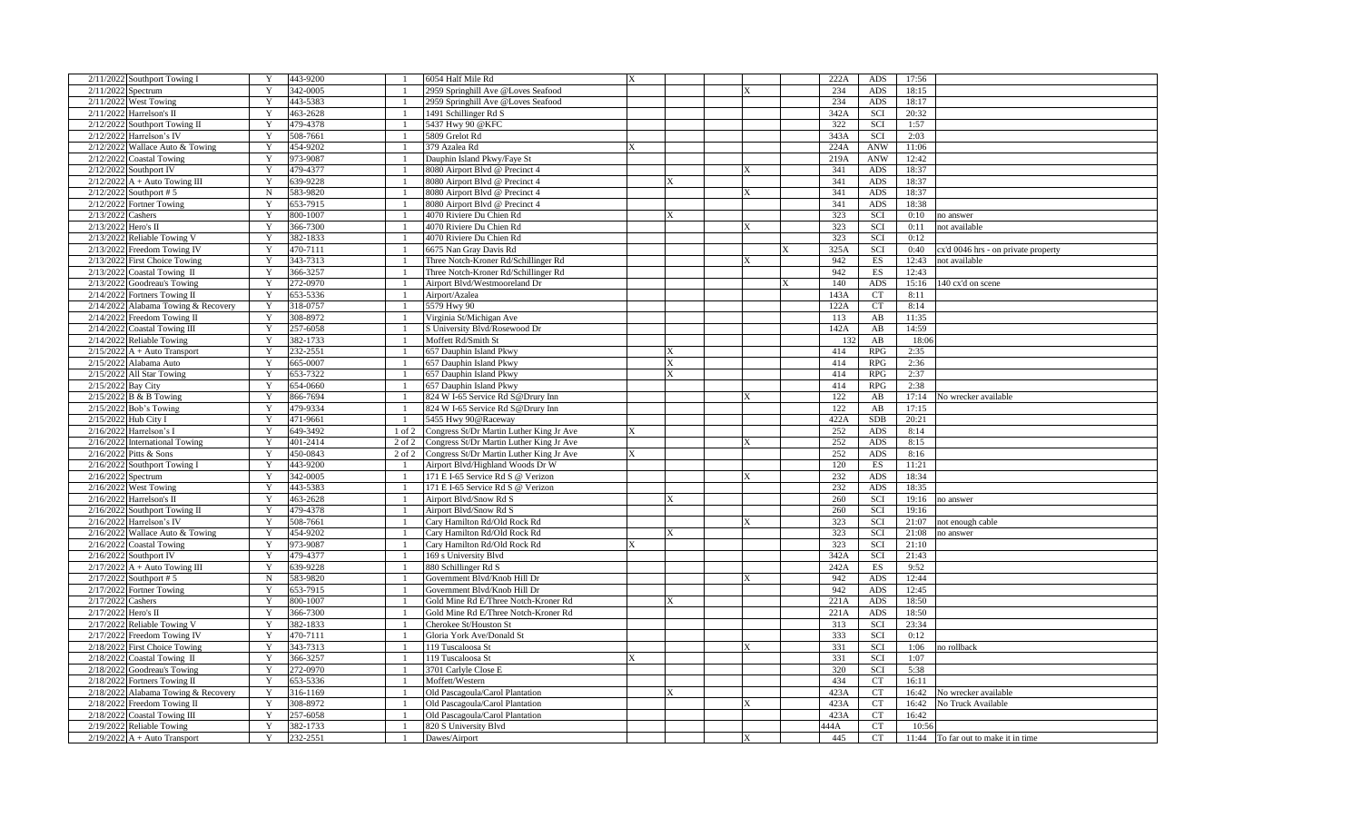| | | | | | | | | | | | | | | |
|---|---|---|---|---|---|---|---|---|---|---|---|---|---|---|
| 2/11/2022 | Southport Towing I | Y | 443-9200 | 1 | 6054 Half Mile Rd | X | | | | | 222A | ADS | 17:56 | |
| 2/11/2022 | Spectrum | Y | 342-0005 | 1 | 2959 Springhill Ave @Loves Seafood | | | | X | | 234 | ADS | 18:15 | |
| 2/11/2022 | West Towing | Y | 443-5383 | 1 | 2959 Springhill Ave @Loves Seafood | | | | | | 234 | ADS | 18:17 | |
| 2/11/2022 | Harrelson's II | Y | 463-2628 | 1 | 1491 Schillinger Rd S | | | | | | 342A | SCI | 20:32 | |
| 2/12/2022 | Southport Towing II | Y | 479-4378 | 1 | 5437 Hwy 90 @KFC | | | | | | 322 | SCI | 1:57 | |
| 2/12/2022 | Harrelson's IV | Y | 508-7661 | 1 | 5809 Grelot Rd | | | | | | 343A | SCI | 2:03 | |
| 2/12/2022 | Wallace Auto & Towing | Y | 454-9202 | 1 | 379 Azalea Rd | X | | | | | 224A | ANW | 11:06 | |
| 2/12/2022 | Coastal Towing | Y | 973-9087 | 1 | Dauphin Island Pkwy/Faye St | | | | | | 219A | ANW | 12:42 | |
| 2/12/2022 | Southport IV | Y | 479-4377 | 1 | 8080 Airport Blvd @ Precinct 4 | | | | X | | 341 | ADS | 18:37 | |
| 2/12/2022 | A + Auto Towing III | Y | 639-9228 | 1 | 8080 Airport Blvd @ Precinct 4 | | X | | | | 341 | ADS | 18:37 | |
| 2/12/2022 | Southport # 5 | N | 583-9820 | 1 | 8080 Airport Blvd @ Precinct 4 | | | | X | | 341 | ADS | 18:37 | |
| 2/12/2022 | Fortner Towing | Y | 653-7915 | 1 | 8080 Airport Blvd @ Precinct 4 | | | | | | 341 | ADS | 18:38 | |
| 2/13/2022 | Cashers | Y | 800-1007 | 1 | 4070 Riviere Du Chien Rd | | X | | | | 323 | SCI | 0:10 | no answer |
| 2/13/2022 | Hero's II | Y | 366-7300 | 1 | 4070 Riviere Du Chien Rd | | | | X | | 323 | SCI | 0:11 | not available |
| 2/13/2022 | Reliable Towing V | Y | 382-1833 | 1 | 4070 Riviere Du Chien Rd | | | | | | 323 | SCI | 0:12 | |
| 2/13/2022 | Freedom Towing IV | Y | 470-7111 | 1 | 6675 Nan Gray Davis Rd | | | | | X | 325A | SCI | 0:40 | cx'd 0046 hrs - on private property |
| 2/13/2022 | First Choice Towing | Y | 343-7313 | 1 | Three Notch-Kroner Rd/Schillinger Rd | | | | X | | 942 | ES | 12:43 | not available |
| 2/13/2022 | Coastal Towing II | Y | 366-3257 | 1 | Three Notch-Kroner Rd/Schillinger Rd | | | | | | 942 | ES | 12:43 | |
| 2/13/2022 | Goodreau's Towing | Y | 272-0970 | 1 | Airport Blvd/Westmooreland Dr | | | | | X | 140 | ADS | 15:16 | 140 cx'd on scene |
| 2/14/2022 | Fortners Towing II | Y | 653-5336 | 1 | Airport/Azalea | | | | | | 143A | CT | 8:11 | |
| 2/14/2022 | Alabama Towing & Recovery | Y | 318-0757 | 1 | 5579 Hwy 90 | | | | | | 122A | CT | 8:14 | |
| 2/14/2022 | Freedom Towing II | Y | 308-8972 | 1 | Virginia St/Michigan Ave | | | | | | 113 | AB | 11:35 | |
| 2/14/2022 | Coastal Towing III | Y | 257-6058 | 1 | S University Blvd/Rosewood Dr | | | | | | 142A | AB | 14:59 | |
| 2/14/2022 | Reliable Towing | Y | 382-1733 | 1 | Moffett Rd/Smith St | | | | | | 132 | AB | 18:06 | |
| 2/15/2022 | A + Auto Transport | Y | 232-2551 | 1 | 657 Dauphin Island Pkwy | | X | | | | 414 | RPG | 2:35 | |
| 2/15/2022 | Alabama Auto | Y | 665-0007 | 1 | 657 Dauphin Island Pkwy | | X | | | | 414 | RPG | 2:36 | |
| 2/15/2022 | All Star Towing | Y | 653-7322 | 1 | 657 Dauphin Island Pkwy | | X | | | | 414 | RPG | 2:37 | |
| 2/15/2022 | Bay City | Y | 654-0660 | 1 | 657 Dauphin Island Pkwy | | | | | | 414 | RPG | 2:38 | |
| 2/15/2022 | B & B Towing | Y | 866-7694 | 1 | 824 W I-65 Service Rd S@Drury Inn | | | | X | | 122 | AB | 17:14 | No wrecker available |
| 2/15/2022 | Bob's Towing | Y | 479-9334 | 1 | 824 W I-65 Service Rd S@Drury Inn | | | | | | 122 | AB | 17:15 | |
| 2/15/2022 | Hub City I | Y | 471-9661 | 1 | 5455 Hwy 90@Raceway | | | | | | 422A | SDB | 20:21 | |
| 2/16/2022 | Harrelson's I | Y | 649-3492 | 1 of 2 | Congress St/Dr Martin Luther King Jr Ave | X | | | | | 252 | ADS | 8:14 | |
| 2/16/2022 | International Towing | Y | 401-2414 | 2 of 2 | Congress St/Dr Martin Luther King Jr Ave | | | | X | | 252 | ADS | 8:15 | |
| 2/16/2022 | Pitts & Sons | Y | 450-0843 | 2 of 2 | Congress St/Dr Martin Luther King Jr Ave | X | | | | | 252 | ADS | 8:16 | |
| 2/16/2022 | Southport Towing I | Y | 443-9200 | 1 | Airport Blvd/Highland Woods Dr W | | | | | | 120 | ES | 11:21 | |
| 2/16/2022 | Spectrum | Y | 342-0005 | 1 | 171 E I-65 Service Rd S @ Verizon | | | | X | | 232 | ADS | 18:34 | |
| 2/16/2022 | West Towing | Y | 443-5383 | 1 | 171 E I-65 Service Rd S @ Verizon | | | | | | 232 | ADS | 18:35 | |
| 2/16/2022 | Harrelson's II | Y | 463-2628 | 1 | Airport Blvd/Snow Rd S | | X | | | | 260 | SCI | 19:16 | no answer |
| 2/16/2022 | Southport Towing II | Y | 479-4378 | 1 | Airport Blvd/Snow Rd S | | | | | | 260 | SCI | 19:16 | |
| 2/16/2022 | Harrelson's IV | Y | 508-7661 | 1 | Cary Hamilton Rd/Old Rock Rd | | | | X | | 323 | SCI | 21:07 | not enough cable |
| 2/16/2022 | Wallace Auto & Towing | Y | 454-9202 | 1 | Cary Hamilton Rd/Old Rock Rd | | X | | | | 323 | SCI | 21:08 | no answer |
| 2/16/2022 | Coastal Towing | Y | 973-9087 | 1 | Cary Hamilton Rd/Old Rock Rd | X | | | | | 323 | SCI | 21:10 | |
| 2/16/2022 | Southport IV | Y | 479-4377 | 1 | 169 s University Blvd | | | | | | 342A | SCI | 21:43 | |
| 2/17/2022 | A + Auto Towing III | Y | 639-9228 | 1 | 880 Schillinger Rd S | | | | | | 242A | ES | 9:52 | |
| 2/17/2022 | Southport # 5 | N | 583-9820 | 1 | Government Blvd/Knob Hill Dr | | | | X | | 942 | ADS | 12:44 | |
| 2/17/2022 | Fortner Towing | Y | 653-7915 | 1 | Government Blvd/Knob Hill Dr | | | | | | 942 | ADS | 12:45 | |
| 2/17/2022 | Cashers | Y | 800-1007 | 1 | Gold Mine Rd E/Three Notch-Kroner Rd | | X | | | | 221A | ADS | 18:50 | |
| 2/17/2022 | Hero's II | Y | 366-7300 | 1 | Gold Mine Rd E/Three Notch-Kroner Rd | | | | | | 221A | ADS | 18:50 | |
| 2/17/2022 | Reliable Towing V | Y | 382-1833 | 1 | Cherokee St/Houston St | | | | | | 313 | SCI | 23:34 | |
| 2/17/2022 | Freedom Towing IV | Y | 470-7111 | 1 | Gloria York Ave/Donald St | | | | | | 333 | SCI | 0:12 | |
| 2/17/2022 | First Choice Towing | Y | 343-7313 | 1 | 119 Tuscaloosa St | | | | X | | 331 | SCI | 1:06 | no rollback |
| 2/18/2022 | Coastal Towing II | Y | 366-3257 | 1 | 119 Tuscaloosa St | X | | | | | 331 | SCI | 1:07 | |
| 2/18/2022 | Goodreau's Towing | Y | 272-0970 | 1 | 3701 Carlyle Close E | | | | | | 320 | SCI | 5:38 | |
| 2/18/2022 | Fortners Towing II | Y | 653-5336 | 1 | Moffett/Western | | | | | | 434 | CT | 16:11 | |
| 2/18/2022 | Alabama Towing & Recovery | Y | 316-1169 | 1 | Old Pascagoula/Carol Plantation | | X | | | | 423A | CT | 16:42 | No wrecker available |
| 2/18/2022 | Freedom Towing II | Y | 308-8972 | 1 | Old Pascagoula/Carol Plantation | | | | X | | 423A | CT | 16:42 | No Truck Available |
| 2/18/2022 | Coastal Towing III | Y | 257-6058 | 1 | Old Pascagoula/Carol Plantation | | | | | | 423A | CT | 16:42 | |
| 2/19/2022 | Reliable Towing | Y | 382-1733 | 1 | 820 S University Blvd | | | | | | 444A | CT | 10:56 | |
| 2/19/2022 | A + Auto Transport | Y | 232-2551 | 1 | Dawes/Airport | | | | X | | 445 | CT | 11:44 | To far out to make it in time |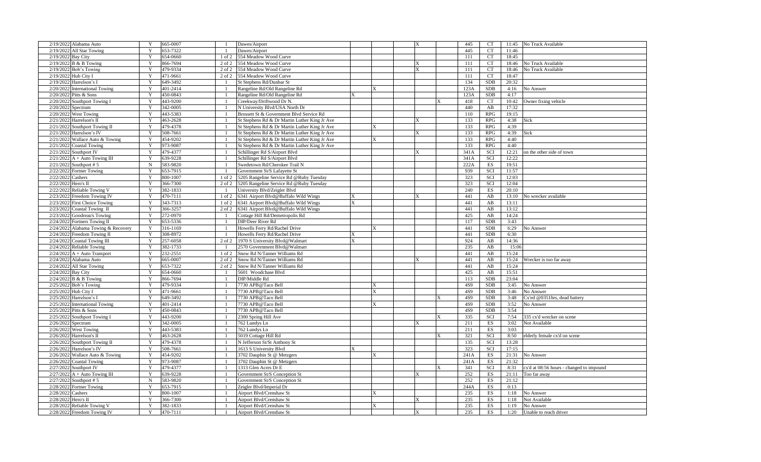| | | | | | | | | | | | | | |
|---|---|---|---|---|---|---|---|---|---|---|---|---|---|
| 2/19/2022 | Alabama Auto | Y | 665-0007 | 1 | Dawes/Airport | | | X | | 445 | CT | 11:45 | No Truck Available |
| 2/19/2022 | All Star Towing | Y | 653-7322 | 1 | Dawes/Airport | | | | | 445 | CT | 11:46 | |
| 2/19/2022 | Bay City | Y | 654-0660 | 1 of 2 | 554 Meadow Wood Curve | | | | | 111 | CT | 18:45 | |
| 2/19/2022 | B & B Towing | Y | 866-7694 | 2 of 2 | 554 Meadow Wood Curve | | | X | | 111 | CT | 18:46 | No Truck Available |
| 2/19/2022 | Bob's Towing | Y | 479-9334 | 2 of 2 | 554 Meadow Wood Curve | | | X | | 111 | CT | 18:46 | No Truck Available |
| 2/19/2022 | Hub City I | Y | 471-9661 | 2 of 2 | 554 Meadow Wood Curve | | | | | 111 | CT | 18:47 | |
| 2/19/2022 | Harrelson's I | Y | 649-3492 | 1 | St Stephens Rd/Dunbar St | | | | | 134 | SDB | 20:32 | |
| 2/20/2022 | International Towing | Y | 401-2414 | 1 | Rangeline Rd/Old Rangeline Rd | | X | | | 123A | SDB | 4:16 | No Answer |
| 2/20/2022 | Pitts & Sons | Y | 450-0843 | 1 | Rangeline Rd/Old Rangeline Rd | X | | | | 123A | SDB | 4:17 | |
| 2/20/2022 | Southport Towing I | Y | 443-9200 | 1 | Creekway/Driftwood Dr N. | | | | X | 418 | CT | 10:42 | Owner fixing vehicle |
| 2/20/2022 | Spectrum | Y | 342-0005 | 1 | N University Blvd/USA North Dr | | | | | 440 | AB | 17:32 | |
| 2/20/2022 | West Towing | Y | 443-5383 | 1 | Brossett St & Government Blvd Service Rd | | | | | 110 | RPG | 19:15 | |
| 2/21/2022 | Harrelson's II | Y | 463-2628 | 1 | St Stephens Rd & Dr Martin Luther King Jr Ave | | | X | | 133 | RPG | 4:38 | Sick |
| 2/21/2022 | Southport Towing II | Y | 479-4378 | 1 | St Stephens Rd & Dr Martin Luther King Jr Ave | | X | | | 133 | RPG | 4:39 | |
| 2/21/2022 | Harrelson's IV | Y | 508-7661 | 1 | St Stephens Rd & Dr Martin Luther King Jr Ave | | | X | | 133 | RPG | 4:39 | Sick |
| 2/21/2022 | Wallace Auto & Towing | Y | 454-9202 | 1 | St Stephens Rd & Dr Martin Luther King Jr Ave | | X | | | 133 | RPG | 4:40 | |
| 2/21/2022 | Coastal Towing | Y | 973-9087 | 1 | St Stephens Rd & Dr Martin Luther King Jr Ave | | | | | 133 | RPG | 4:40 | |
| 2/21/2022 | Southport IV | Y | 479-4377 | 1 | Schillinger Rd S/Airport Blvd | | | X | | 341A | SCI | 12:21 | on the other side of town |
| 2/21/2022 | A + Auto Towing III | Y | 639-9228 | 1 | Schillinger Rd S/Airport Blvd | | | | | 341A | SCI | 12:22 | |
| 2/21/2022 | Southport # 5 | N | 583-9820 | 1 | Swedetown Rd/Cherokee Trail N | | | | | 222A | ES | 19:51 | |
| 2/22/2022 | Fortner Towing | Y | 653-7915 | 1 | Government St/S Lafayette St | | | | | 939 | SCI | 11:57 | |
| 2/22/2022 | Cashers | Y | 800-1007 | 1 of 2 | 5205 Rangeline Service Rd @Ruby Tuesday | | | | | 323 | SCI | 12:03 | |
| 2/22/2022 | Hero's II | Y | 366-7300 | 2 of 2 | 5205 Rangeline Service Rd @Ruby Tuesday | | | | | 323 | SCI | 12:04 | |
| 2/22/2022 | Reliable Towing V | Y | 382-1833 | 1 | University Blvd/Zeigler Blvd | | | | | 240 | ES | 20:10 | |
| 2/23/2022 | Freedom Towing IV | Y | 470-7111 | 1 of 2 | 6341 Airport Blvd@Buffalo Wild Wings | X | | X | | 441 | AB | 13:10 | No wrecker available |
| 2/23/2022 | First Choice Towing | Y | 343-7313 | 1 of 2 | 6341 Airport Blvd@Buffalo Wild Wings | X | | | | 441 | AB | 13:11 | |
| 2/23/2022 | Coastal Towing II | Y | 366-3257 | 2 of 2 | 6341 Airport Blvd@Buffalo Wild Wings | | | | | 441 | AB | 13:12 | |
| 2/23/2022 | Goodreau's Towing | Y | 272-0970 | 1 | Cottage Hill Rd/Demetropolis Rd | | | | | 425 | AB | 14:24 | |
| 2/24/2022 | Fortners Towing II | Y | 653-5336 | 1 | DIP/Deer River Rd | | | | | 117 | SDB | 3:43 | |
| 2/24/2022 | Alabama Towing & Recovery | Y | 316-1169 | 1 | Howells Ferry Rd/Rachel Drive | | X | | | 441 | SDB | 6:29 | No Answer |
| 2/24/2022 | Freedom Towing II | Y | 308-8972 | 1 | Howells Ferry Rd/Rachel Drive | X | | | | 441 | SDB | 6:30 | |
| 2/24/2022 | Coastal Towing III | Y | 257-6058 | 2 of 2 | 1970 S University Blvd@Walmart | X | | | | 924 | AB | 14:36 | |
| 2/24/2022 | Reliable Towing | Y | 382-1733 | 1 | 2570 Government Blvd@Walmart | | | | | 235 | AB | 15:06 | |
| 2/24/2022 | A + Auto Transport | Y | 232-2551 | 1 of 2 | Snow Rd N/Tanner Williams Rd | | | | | 441 | AB | 15:24 | |
| 2/24/2022 | Alabama Auto | Y | 665-0007 | 2 of 2 | Snow Rd N/Tanner Williams Rd | | | X | | 441 | AB | 15:24 | Wrecker is too far away |
| 2/24/2022 | All Star Towing | Y | 653-7322 | 2 of 2 | Snow Rd N/Tanner Williams Rd | | | | | 441 | AB | 15:24 | |
| 2/24/2022 | Bay City | Y | 654-0660 | 1 | 5601 Woodchase Blvd | | | | | 425 | AB | 15:51 | |
| 2/24/2022 | B & B Towing | Y | 866-7694 | 1 | DIP/Middle Rd | | | | | 113 | SDB | 23:04 | |
| 2/25/2022 | Bob's Towing | Y | 479-9334 | 1 | 7730 APB@Taco Bell | | X | | | 4S9 | SDB | 3:45 | No Answer |
| 2/25/2022 | Hub City I | Y | 471-9661 | 1 | 7730 APB@Taco Bell | | X | | | 4S9 | SDB | 3:46 | No Answer |
| 2/25/2022 | Harrelson's I | Y | 649-3492 | 1 | 7730 APB@Taco Bell | | | | X | 4S9 | SDB | 3:48 | Cx'ed @0351hrs, dead battery |
| 2/25/2022 | International Towing | Y | 401-2414 | 1 | 7730 APB@Taco Bell | | X | | | 4S9 | SDB | 3:52 | No Answer |
| 2/25/2022 | Pitts & Sons | Y | 450-0843 | 1 | 7730 APB@Taco Bell | | | | | 4S9 | SDB | 3:54 | |
| 2/25/2022 | Southport Towing I | Y | 443-9200 | 1 | 2300 Spring Hill Ave | | | | X | 335 | SCI | 7:54 | 335 cx'd wrecker on scene |
| 2/26/2022 | Spectrum | Y | 342-0005 | 1 | 762 Lundys Ln | | | X | | 211 | ES | 3:02 | Not Available |
| 2/26/2022 | West Towing | Y | 443-5383 | 1 | 762 Lundys Ln | | | | | 211 | ES | 3:03 | |
| 2/26/2022 | Harrelson's II | Y | 463-2628 | 1 | 5019 Cottage Hill Rd | | | | X | 321 | SCI | 8:50 | elderly female cx'd on scene |
| 2/26/2022 | Southport Towing II | Y | 479-4378 | 1 | N Jefferson St/St Anthony St | | | | | 135 | SCI | 13:28 | |
| 2/26/2022 | Harrelson's IV | Y | 508-7661 | 1 | 1613 S University Blvd | X | | | | 323 | SCI | 17:15 | |
| 2/26/2022 | Wallace Auto & Towing | Y | 454-9202 | 1 | 3702 Dauphin St @ Metzgers | | X | | | 241A | ES | 21:31 | No Answer |
| 2/26/2022 | Coastal Towing | Y | 973-9087 | 1 | 3702 Dauphin St @ Metzgers | | | | | 241A | ES | 21:32 | |
| 2/27/2022 | Southport IV | Y | 479-4377 | 1 | 1313 Glen Acres Dr E | | | | X | 341 | SCI | 8:31 | cx'd at 08:56 hours - changed to impound |
| 2/27/2022 | A + Auto Towing III | Y | 639-9228 | 1 | Government St/S Conception St | | | X | | 252 | ES | 21:11 | Too far away |
| 2/27/2022 | Southport # 5 | N | 583-9820 | 1 | Government St/S Conception St | | | | | 252 | ES | 21:12 | |
| 2/28/2022 | Fortner Towing | Y | 653-7915 | 1 | Zeigler Blvd/Imperial Dr | | | | | 244A | ES | 0:13 | |
| 2/28/2022 | Cashers | Y | 800-1007 | 1 | Airport Blvd/Crenshaw St | | X | | | 235 | ES | 1:18 | No Answer |
| 2/28/2022 | Hero's II | Y | 366-7300 | 1 | Airport Blvd/Crenshaw St | | | X | | 235 | ES | 1:18 | Not Available |
| 2/28/2022 | Reliable Towing V | Y | 382-1833 | 1 | Airport Blvd/Crenshaw St | | X | | | 235 | ES | 1:19 | No Answer |
| 2/28/2022 | Freedom Towing IV | Y | 470-7111 | 1 | Airport Blvd/Crenshaw St | | | X | | 235 | ES | 1:20 | Unable to reach driver |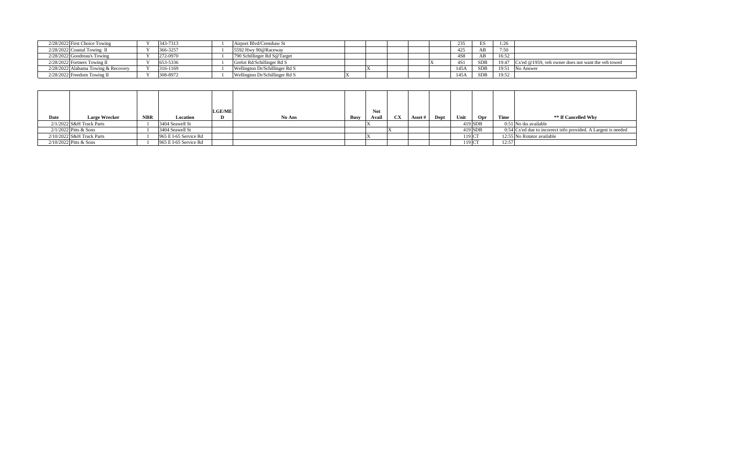| | | | | | | | | | | | | | | |
|---|---|---|---|---|---|---|---|---|---|---|---|---|---|---|
| 2/28/2022 | First Choice Towing | Y | 343-7313 | 1 | Airport Blvd/Crenshaw St | | | | | | 235 | ES | 1:26 | |
| 2/28/2022 | Coastal Towing II | Y | 366-3257 | 1 | 5592 Hwy 90@Raceway | | | | | | 425 | AB | 7:50 | |
| 2/28/2022 | Goodreau's Towing | Y | 272-0970 | 1 | 790 Schillinger Rd S@Target | | | | | | 4S8 | AB | 16:52 | |
| 2/28/2022 | Fortners Towing II | Y | 653-5336 | 1 | Grelot Rd/Schillinger Rd S | | | | | X | 4S1 | SDB | 19:47 | Cx'ed @1959, veh owner does not want the veh towed |
| 2/28/2022 | Alabama Towing & Recovery | Y | 316-1169 | 1 | Wellington Dr/Schillinger Rd S | | X | | | | 145A | SDB | 19:51 | No Answer |
| 2/28/2022 | Freedom Towing II | Y | 308-8972 | 1 | Wellington Dr/Schillinger Rd S | X | | | | | 145A | SDB | 19:52 | |

| Date | Large Wrecker | NBR | Location | LGE/MED | No Ans | Busy | Not Avail | CX | Asset # | Dept | Unit | Opr | Time | ** If Cancelled Why |
|---|---|---|---|---|---|---|---|---|---|---|---|---|---|---|
| 2/1/2022 | S&H Truck Parts | 1 | 3404 Seawell St | | | | X | | | | 419 | SDB | 0:51 | No tks available |
| 2/1/2022 | Pitts & Sons | 1 | 3404 Seawell St | | | | | X | | | 419 | SDB | 0:54 | Cx'ed due to incorrect info provided. A Largest is needed |
| 2/10/2022 | S&H Truck Parts | 1 | 965 E I-65 Service Rd | | | | X | | | | 119 | CT | 12:55 | No Rotator available |
| 2/10/2022 | Pitts & Sons | 1 | 965 E I-65 Service Rd | | | | | | | | 119 | CT | 12:57 | |